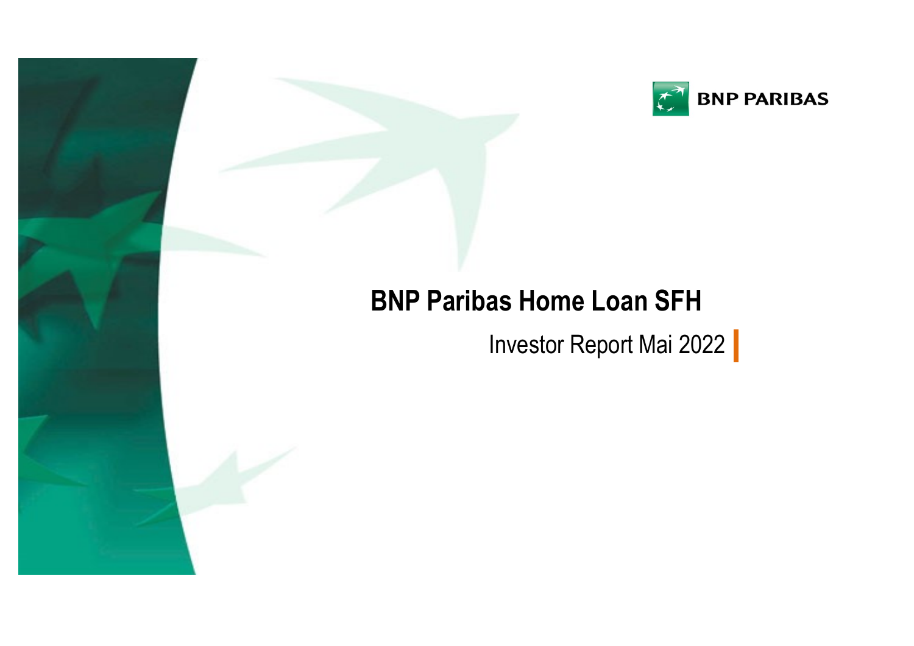BNP PARIBAS

# BNP Paribas Home Loan SFH

Investor Report Mai 2022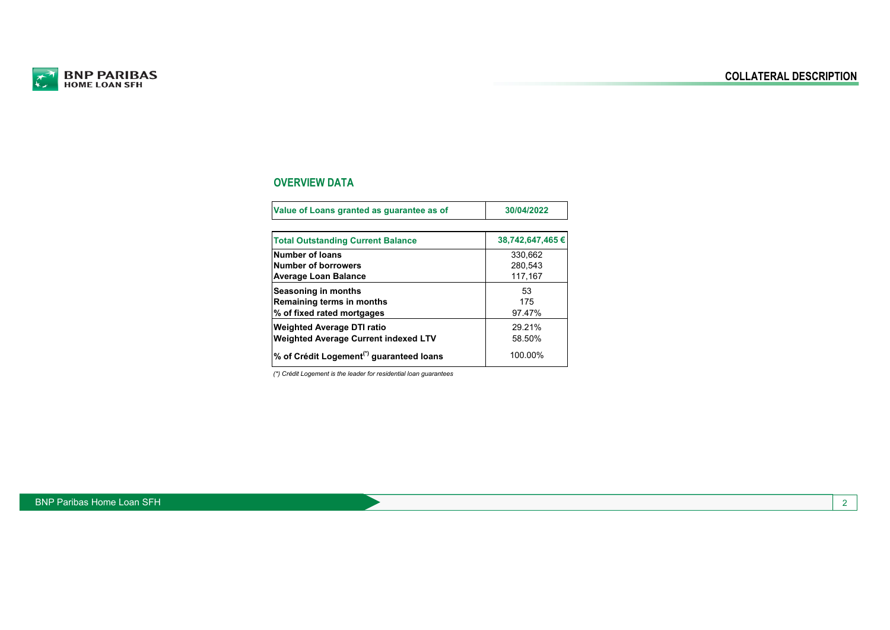## COLLATERAL DESCRIPTION

### OVERVIEW DATA

| Value of Loans granted as guarantee as of | 30/04/2022 |
|---|---|
| **Total Outstanding Current Balance** | **38,742,647,465 €** |
| **Number of loans** | 330,662 |
| **Number of borrowers** | 280,543 |
| **Average Loan Balance** | 117,167 |
| **Seasoning in months** | 53 |
| **Remaining terms in months** | 175 |
| **% of fixed rated mortgages** | 97.47% |
| **Weighted Average DTI ratio** | 29.21% |
| **Weighted Average Current indexed LTV** | 58.50% |
| **% of Crédit Logement(*) guaranteed loans** | 100.00% |

*(*) Crédit Logement is the leader for residential loan guarantees*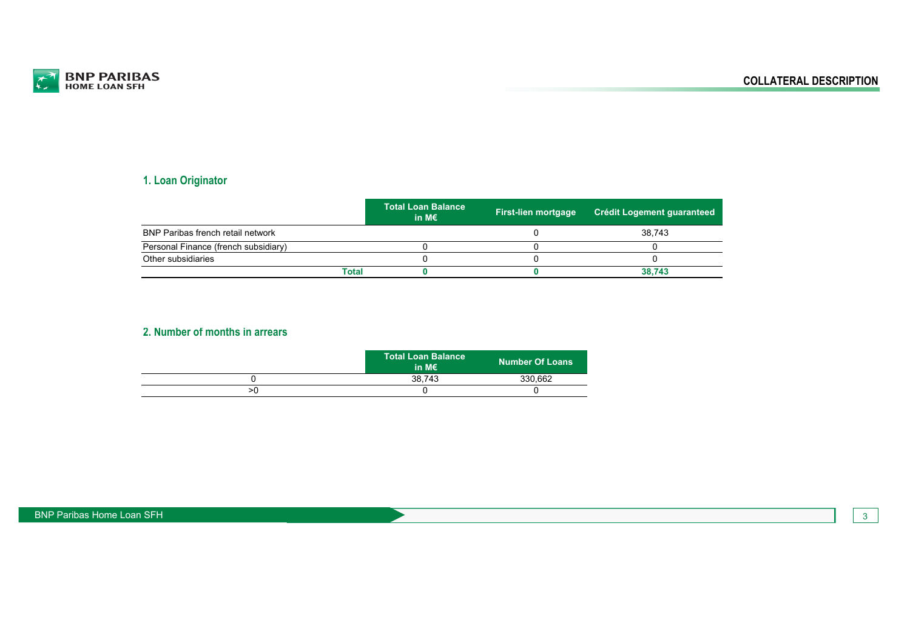# COLLATERAL DESCRIPTION

## 1. Loan Originator

| | Total Loan Balance in M€ | First-lien mortgage | Crédit Logement guaranteed |
|---|---|---|---|
| BNP Paribas french retail network | | 0 | 38,743 |
| Personal Finance (french subsidiary) | 0 | 0 | 0 |
| Other subsidiaries | 0 | 0 | 0 |
| **Total** | **0** | **0** | **38,743** |

## 2. Number of months in arrears

| | Total Loan Balance in M€ | Number Of Loans |
|---|---|---|
| 0 | 38,743 | 330,662 |
| >0 | 0 | 0 |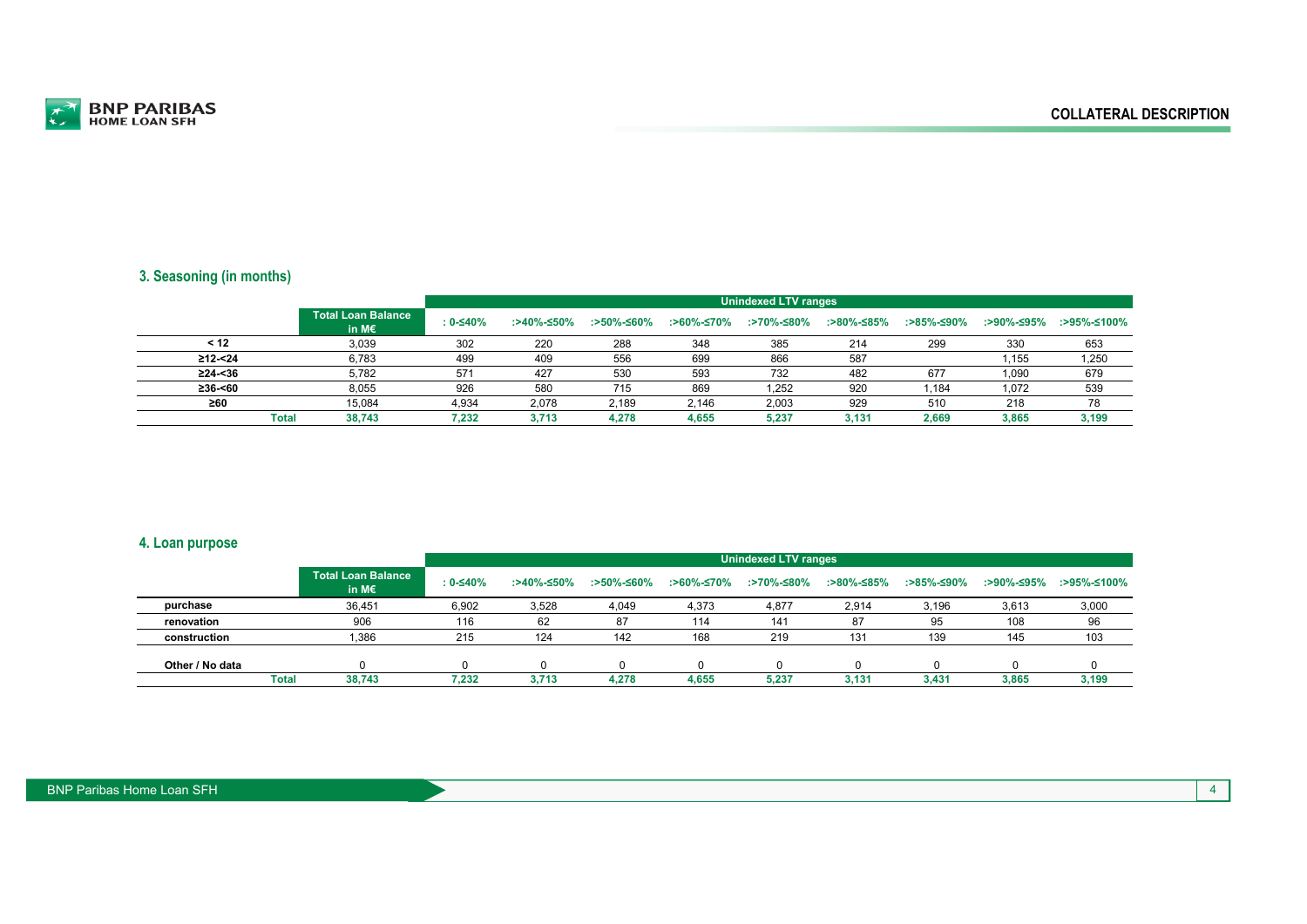## COLLATERAL DESCRIPTION

### 3. Seasoning (in months)

| | Total Loan Balance in M€ | Unindexed LTV ranges | | | | | | | | |
|---|---|---|---|---|---|---|---|---|---|---|
| | | : 0-≤40% | :>40%-≤50% | :>50%-≤60% | :>60%-≤70% | :>70%-≤80% | :>80%-≤85% | :>85%-≤90% | :>90%-≤95% | :>95%-≤100% |
| < 12 | 3,039 | 302 | 220 | 288 | 348 | 385 | 214 | 299 | 330 | 653 |
| ≥12-<24 | 6,783 | 499 | 409 | 556 | 699 | 866 | 587 | | 1,155 | 1,250 |
| ≥24-<36 | 5,782 | 571 | 427 | 530 | 593 | 732 | 482 | 677 | 1,090 | 679 |
| ≥36-<60 | 8,055 | 926 | 580 | 715 | 869 | 1,252 | 920 | 1,184 | 1,072 | 539 |
| ≥60 | 15,084 | 4,934 | 2,078 | 2,189 | 2,146 | 2,003 | 929 | 510 | 218 | 78 |
| **Total** | **38,743** | **7,232** | **3,713** | **4,278** | **4,655** | **5,237** | **3,131** | **2,669** | **3,865** | **3,199** |

### 4. Loan purpose

| | Total Loan Balance in M€ | Unindexed LTV ranges | | | | | | | | |
|---|---|---|---|---|---|---|---|---|---|---|
| | | : 0-≤40% | :>40%-≤50% | :>50%-≤60% | :>60%-≤70% | :>70%-≤80% | :>80%-≤85% | :>85%-≤90% | :>90%-≤95% | :>95%-≤100% |
| purchase | 36,451 | 6,902 | 3,528 | 4,049 | 4,373 | 4,877 | 2,914 | 3,196 | 3,613 | 3,000 |
| renovation | 906 | 116 | 62 | 87 | 114 | 141 | 87 | 95 | 108 | 96 |
| construction | 1,386 | 215 | 124 | 142 | 168 | 219 | 131 | 139 | 145 | 103 |
| Other / No data | 0 | 0 | 0 | 0 | 0 | 0 | 0 | 0 | 0 | 0 |
| **Total** | **38,743** | **7,232** | **3,713** | **4,278** | **4,655** | **5,237** | **3,131** | **3,431** | **3,865** | **3,199** |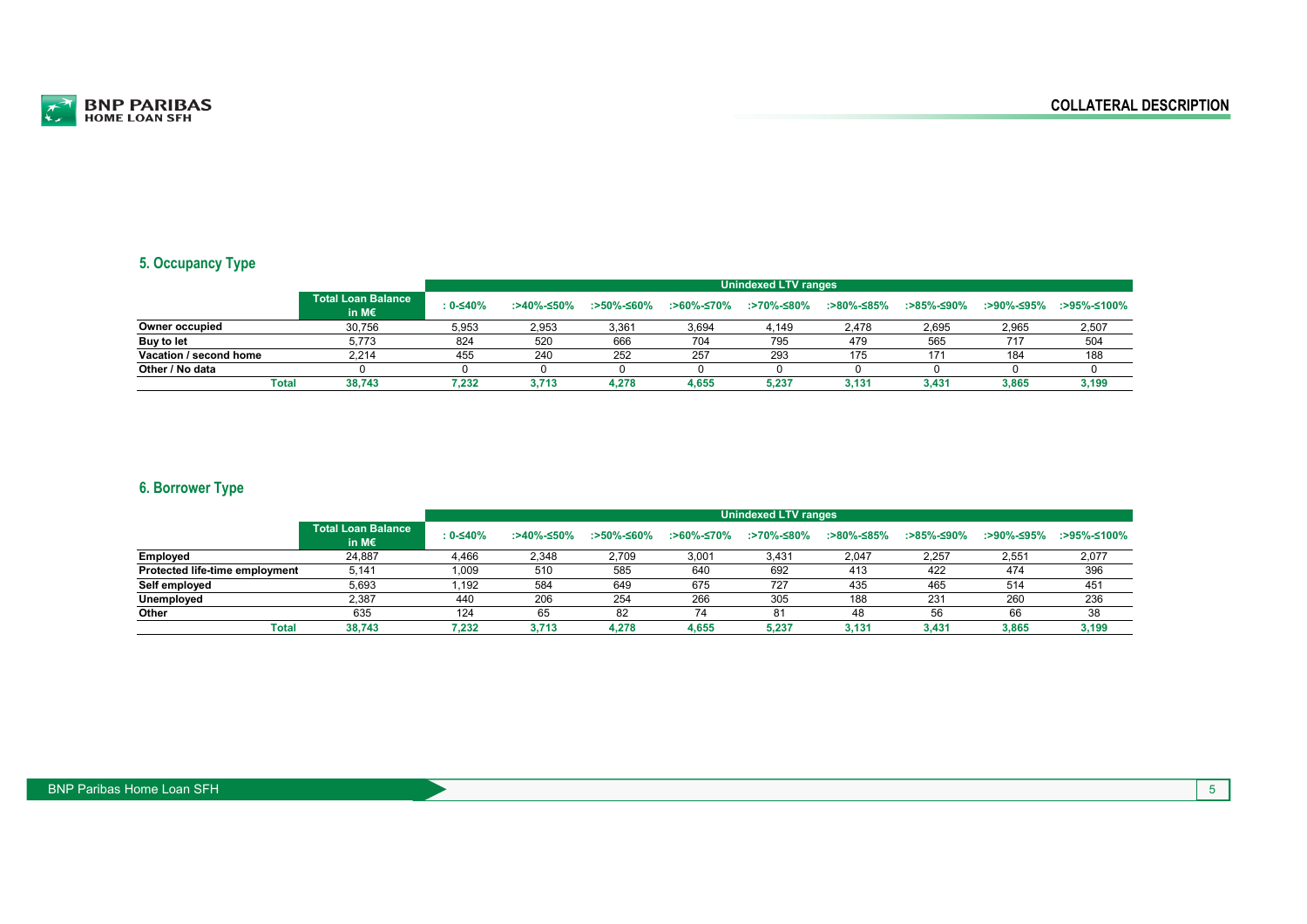## 5. Occupancy Type

| | Total Loan Balance in M€ | Unindexed LTV ranges | | | | | | | | |
|---|---|---|---|---|---|---|---|---|---|---|
| | | : 0-≤40% | :>40%-≤50% | :>50%-≤60% | :>60%-≤70% | :>70%-≤80% | :>80%-≤85% | :>85%-≤90% | :>90%-≤95% | :>95%-≤100% |
| **Owner occupied** | 30,756 | 5,953 | 2,953 | 3,361 | 3,694 | 4,149 | 2,478 | 2,695 | 2,965 | 2,507 |
| **Buy to let** | 5,773 | 824 | 520 | 666 | 704 | 795 | 479 | 565 | 717 | 504 |
| **Vacation / second home** | 2,214 | 455 | 240 | 252 | 257 | 293 | 175 | 171 | 184 | 188 |
| **Other / No data** | 0 | 0 | 0 | 0 | 0 | 0 | 0 | 0 | 0 | 0 |
| **Total** | **38,743** | **7,232** | **3,713** | **4,278** | **4,655** | **5,237** | **3,131** | **3,431** | **3,865** | **3,199** |

## 6. Borrower Type

| | Total Loan Balance in M€ | Unindexed LTV ranges | | | | | | | | |
|---|---|---|---|---|---|---|---|---|---|---|
| | | : 0-≤40% | :>40%-≤50% | :>50%-≤60% | :>60%-≤70% | :>70%-≤80% | :>80%-≤85% | :>85%-≤90% | :>90%-≤95% | :>95%-≤100% |
| **Employed** | 24,887 | 4,466 | 2,348 | 2,709 | 3,001 | 3,431 | 2,047 | 2,257 | 2,551 | 2,077 |
| **Protected life-time employment** | 5,141 | 1,009 | 510 | 585 | 640 | 692 | 413 | 422 | 474 | 396 |
| **Self employed** | 5,693 | 1,192 | 584 | 649 | 675 | 727 | 435 | 465 | 514 | 451 |
| **Unemployed** | 2,387 | 440 | 206 | 254 | 266 | 305 | 188 | 231 | 260 | 236 |
| **Other** | 635 | 124 | 65 | 82 | 74 | 81 | 48 | 56 | 66 | 38 |
| **Total** | **38,743** | **7,232** | **3,713** | **4,278** | **4,655** | **5,237** | **3,131** | **3,431** | **3,865** | **3,199** |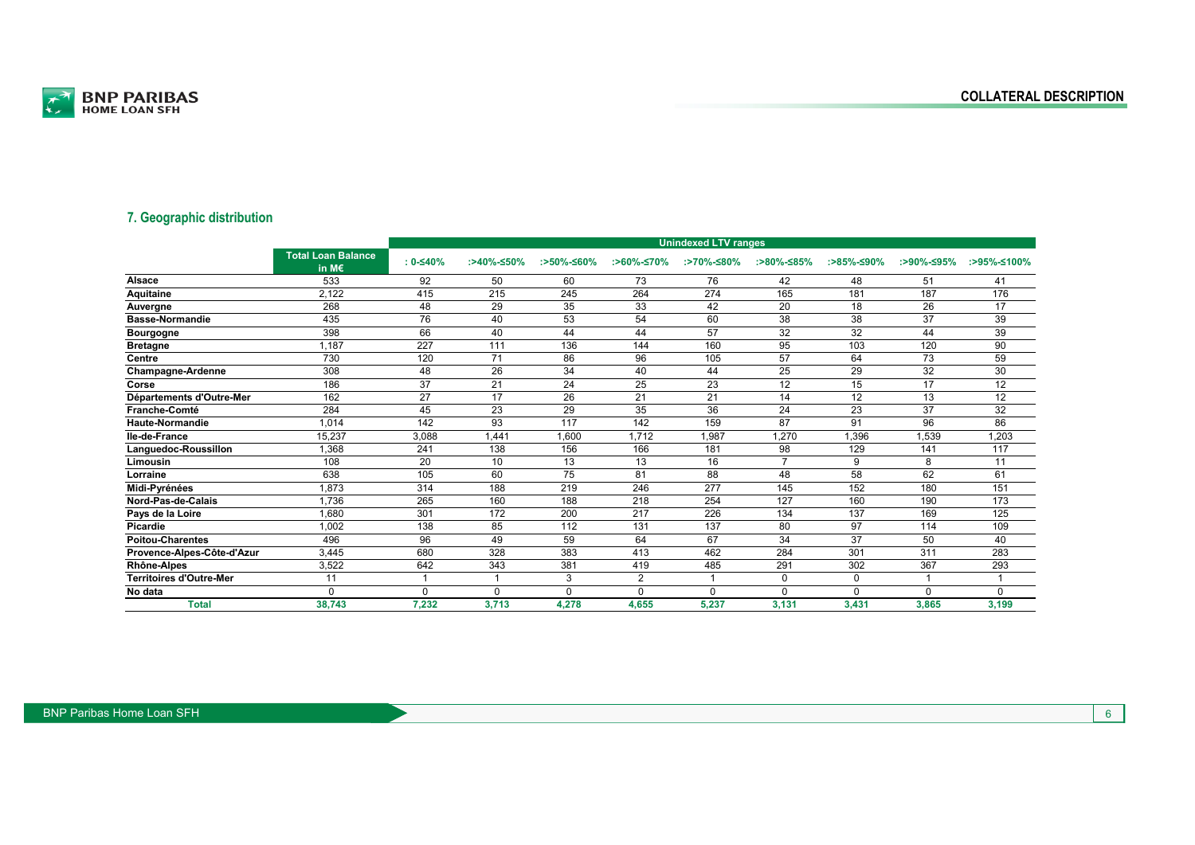## 7. Geographic distribution

| | Total Loan Balance in M€ | Unindexed LTV ranges | | | | | | | | |
|---|---|---|---|---|---|---|---|---|---|---|
| | | : 0-≤40% | :>40%-≤50% | :>50%-≤60% | :>60%-≤70% | :>70%-≤80% | :>80%-≤85% | :>85%-≤90% | :>90%-≤95% | :>95%-≤100% |
| **Alsace** | 533 | 92 | 50 | 60 | 73 | 76 | 42 | 48 | 51 | 41 |
| **Aquitaine** | 2,122 | 415 | 215 | 245 | 264 | 274 | 165 | 181 | 187 | 176 |
| **Auvergne** | 268 | 48 | 29 | 35 | 33 | 42 | 20 | 18 | 26 | 17 |
| **Basse-Normandie** | 435 | 76 | 40 | 53 | 54 | 60 | 38 | 38 | 37 | 39 |
| **Bourgogne** | 398 | 66 | 40 | 44 | 44 | 57 | 32 | 32 | 44 | 39 |
| **Bretagne** | 1,187 | 227 | 111 | 136 | 144 | 160 | 95 | 103 | 120 | 90 |
| **Centre** | 730 | 120 | 71 | 86 | 96 | 105 | 57 | 64 | 73 | 59 |
| **Champagne-Ardenne** | 308 | 48 | 26 | 34 | 40 | 44 | 25 | 29 | 32 | 30 |
| **Corse** | 186 | 37 | 21 | 24 | 25 | 23 | 12 | 15 | 17 | 12 |
| **Départements d'Outre-Mer** | 162 | 27 | 17 | 26 | 21 | 21 | 14 | 12 | 13 | 12 |
| **Franche-Comté** | 284 | 45 | 23 | 29 | 35 | 36 | 24 | 23 | 37 | 32 |
| **Haute-Normandie** | 1,014 | 142 | 93 | 117 | 142 | 159 | 87 | 91 | 96 | 86 |
| **Ile-de-France** | 15,237 | 3,088 | 1,441 | 1,600 | 1,712 | 1,987 | 1,270 | 1,396 | 1,539 | 1,203 |
| **Languedoc-Roussillon** | 1,368 | 241 | 138 | 156 | 166 | 181 | 98 | 129 | 141 | 117 |
| **Limousin** | 108 | 20 | 10 | 13 | 13 | 16 | 7 | 9 | 8 | 11 |
| **Lorraine** | 638 | 105 | 60 | 75 | 81 | 88 | 48 | 58 | 62 | 61 |
| **Midi-Pyrénées** | 1,873 | 314 | 188 | 219 | 246 | 277 | 145 | 152 | 180 | 151 |
| **Nord-Pas-de-Calais** | 1,736 | 265 | 160 | 188 | 218 | 254 | 127 | 160 | 190 | 173 |
| **Pays de la Loire** | 1,680 | 301 | 172 | 200 | 217 | 226 | 134 | 137 | 169 | 125 |
| **Picardie** | 1,002 | 138 | 85 | 112 | 131 | 137 | 80 | 97 | 114 | 109 |
| **Poitou-Charentes** | 496 | 96 | 49 | 59 | 64 | 67 | 34 | 37 | 50 | 40 |
| **Provence-Alpes-Côte-d'Azur** | 3,445 | 680 | 328 | 383 | 413 | 462 | 284 | 301 | 311 | 283 |
| **Rhône-Alpes** | 3,522 | 642 | 343 | 381 | 419 | 485 | 291 | 302 | 367 | 293 |
| **Territoires d'Outre-Mer** | 11 | 1 | 1 | 3 | 2 | 1 | 0 | 0 | 1 | 1 |
| **No data** | 0 | 0 | 0 | 0 | 0 | 0 | 0 | 0 | 0 | 0 |
| **Total** | **38,743** | **7,232** | **3,713** | **4,278** | **4,655** | **5,237** | **3,131** | **3,431** | **3,865** | **3,199** |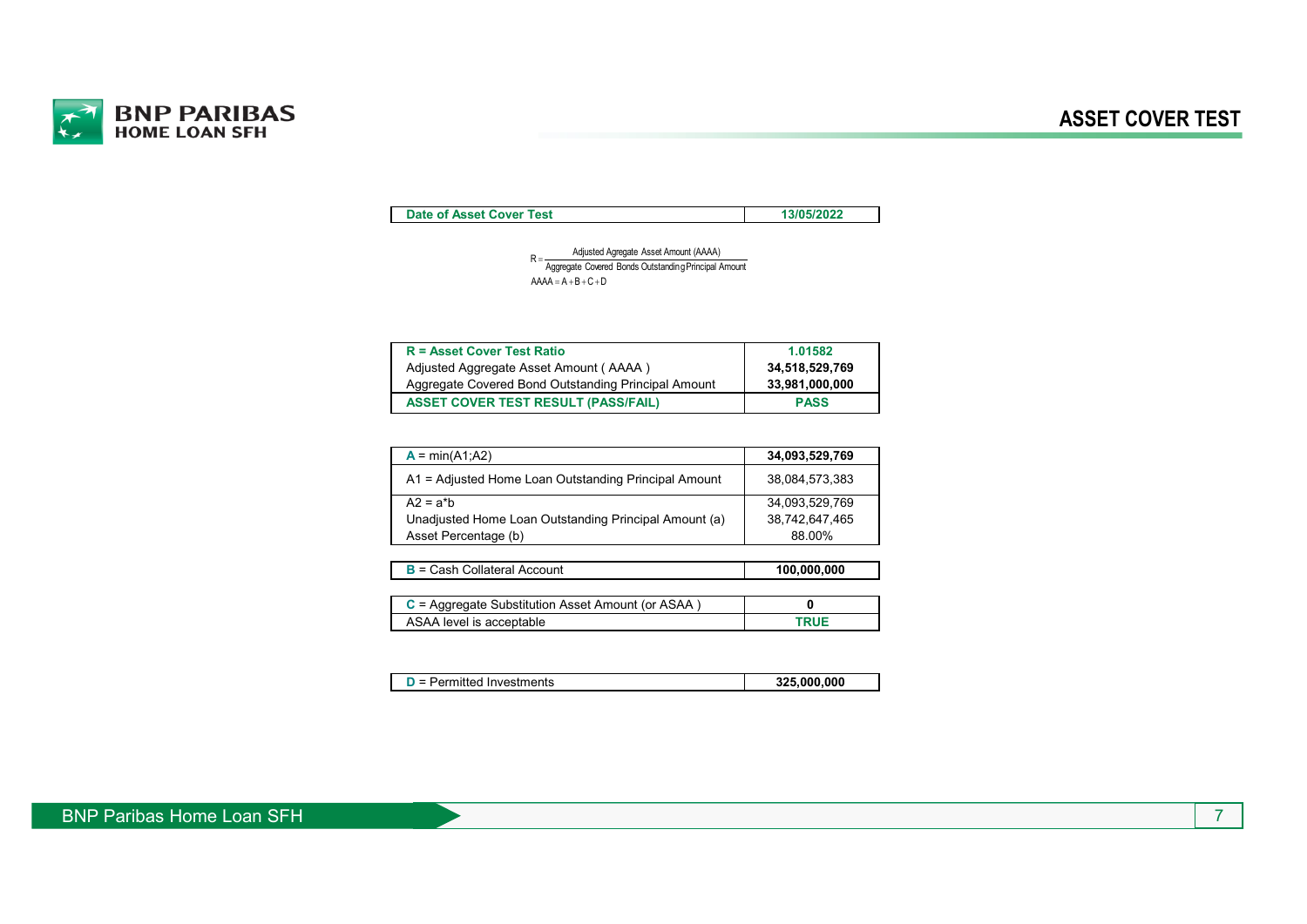# ASSET COVER TEST

| Date of Asset Cover Test | 13/05/2022 |
|---|---|

$$R = \frac{\text{Adjusted Agregate Asset Amount (AAAA)}}{\text{Aggregate Covered Bonds Outstanding Principal Amount}}$$

$$AAAA = A + B + C + D$$

| R = Asset Cover Test Ratio | 1.01582 |
|---|---|
| Adjusted Aggregate Asset Amount ( AAAA ) | 34,518,529,769 |
| Aggregate Covered Bond Outstanding Principal Amount | 33,981,000,000 |
| ASSET COVER TEST RESULT (PASS/FAIL) | PASS |

| A = min(A1;A2) | 34,093,529,769 |
|---|---|
| A1 = Adjusted Home Loan Outstanding Principal Amount | 38,084,573,383 |
| A2 = a*b | 34,093,529,769 |
| Unadjusted Home Loan Outstanding Principal Amount (a) | 38,742,647,465 |
| Asset Percentage (b) | 88.00% |

| B = Cash Collateral Account | 100,000,000 |
|---|---|

| C = Aggregate Substitution Asset Amount (or ASAA ) | 0 |
|---|---|
| ASAA level is acceptable | TRUE |

| D = Permitted Investments | 325,000,000 |
|---|---|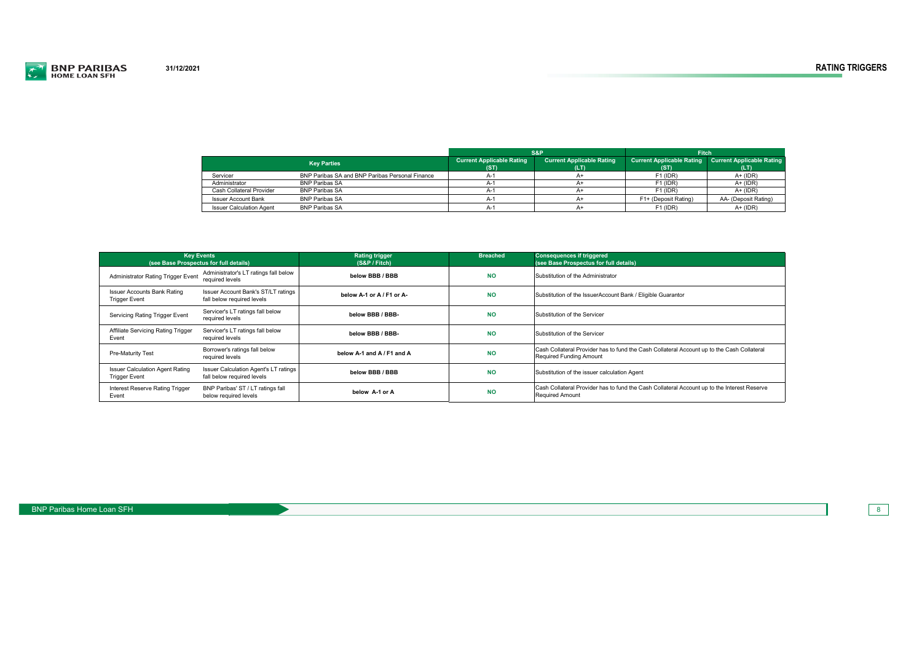# RATING TRIGGERS

31/12/2021

| Key Parties | | S&P | | Fitch | |
|---|---|---|---|---|---|
| | | Current Applicable Rating (ST) | Current Applicable Rating (LT) | Current Applicable Rating (ST) | Current Applicable Rating (LT) |
| Servicer | BNP Paribas SA and BNP Paribas Personal Finance | A-1 | A+ | F1 (IDR) | A+ (IDR) |
| Administrator | BNP Paribas SA | A-1 | A+ | F1 (IDR) | A+ (IDR) |
| Cash Collateral Provider | BNP Paribas SA | A-1 | A+ | F1 (IDR) | A+ (IDR) |
| Issuer Account Bank | BNP Paribas SA | A-1 | A+ | F1+ (Deposit Rating) | AA- (Deposit Rating) |
| Issuer Calculation Agent | BNP Paribas SA | A-1 | A+ | F1 (IDR) | A+ (IDR) |

| Key Events (see Base Prospectus for full details) | | Rating trigger (S&P / Fitch) | Breached | Consequences if triggered (see Base Prospectus for full details) |
|---|---|---|---|---|
| Administrator Rating Trigger Event | Administrator's LT ratings fall below required levels | **below BBB / BBB** | **NO** | Substitution of the Administrator |
| Issuer Accounts Bank Rating Trigger Event | Issuer Account Bank's ST/LT ratings fall below required levels | **below A-1 or A / F1 or A-** | **NO** | Substitution of the IssuerAccount Bank / Eligible Guarantor |
| Servicing Rating Trigger Event | Servicer's LT ratings fall below required levels | **below BBB / BBB-** | **NO** | Substitution of the Servicer |
| Affiliate Servicing Rating Trigger Event | Servicer's LT ratings fall below required levels | **below BBB / BBB-** | **NO** | Substitution of the Servicer |
| Pre-Maturity Test | Borrower's ratings fall below required levels | **below A-1 and A / F1 and A** | **NO** | Cash Collateral Provider has to fund the Cash Collateral Account up to the Cash Collateral Required Funding Amount |
| Issuer Calculation Agent Rating Trigger Event | Issuer Calculation Agent's LT ratings fall below required levels | **below BBB / BBB** | **NO** | Substitution of the issuer calculation Agent |
| Interest Reserve Rating Trigger Event | BNP Paribas' ST / LT ratings fall below required levels | **below A-1 or A** | **NO** | Cash Collateral Provider has to fund the Cash Collateral Account up to the Interest Reserve Required Amount |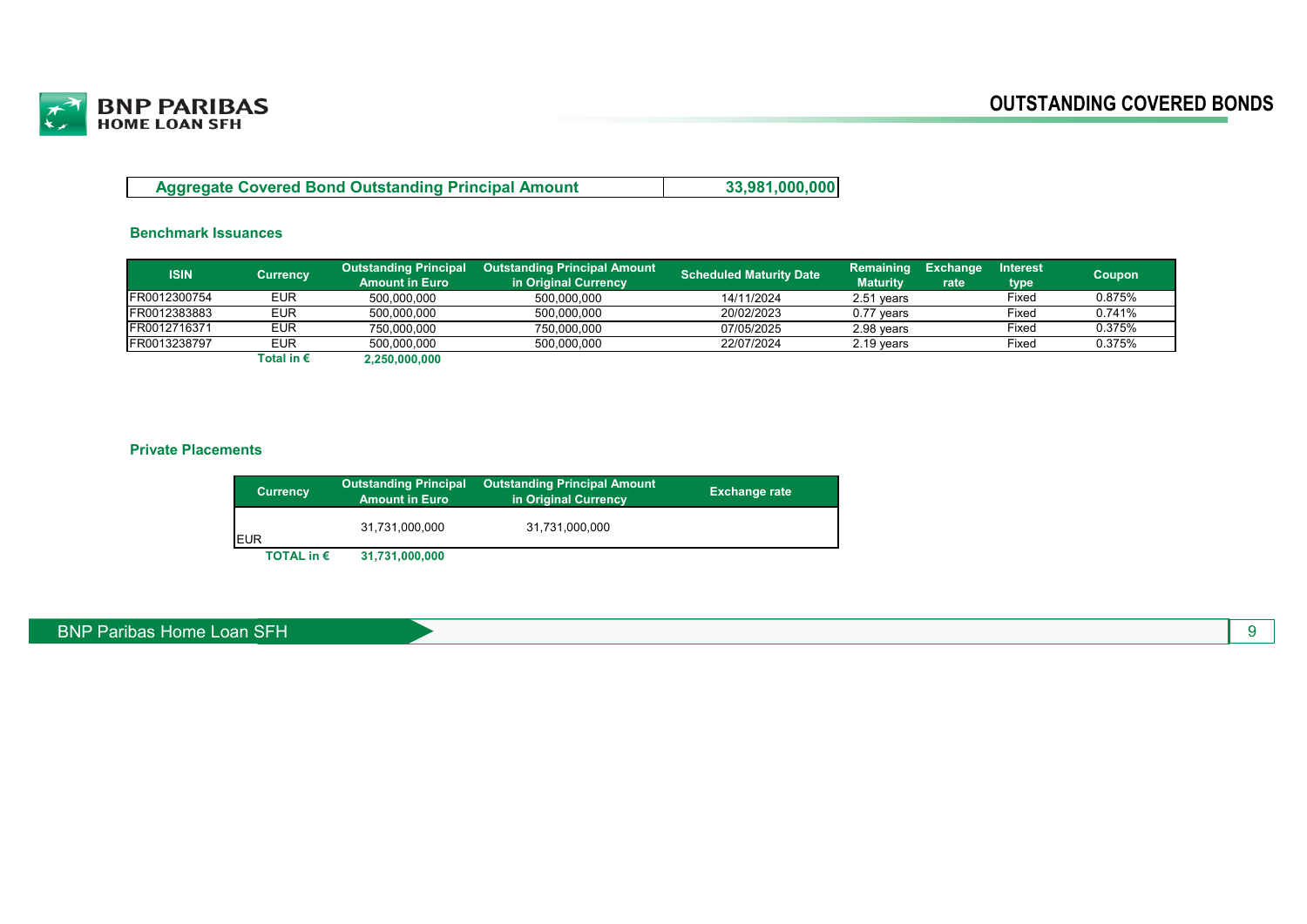# OUTSTANDING COVERED BONDS

| Aggregate Covered Bond Outstanding Principal Amount | 33,981,000,000 |
|---|---|

## Benchmark Issuances

| ISIN | Currency | Outstanding Principal Amount in Euro | Outstanding Principal Amount in Original Currency | Scheduled Maturity Date | Remaining Maturity | Exchange rate | Interest type | Coupon |
|---|---|---|---|---|---|---|---|---|
| FR0012300754 | EUR | 500,000,000 | 500,000,000 | 14/11/2024 | 2.51 years | | Fixed | 0.875% |
| FR0012383883 | EUR | 500,000,000 | 500,000,000 | 20/02/2023 | 0.77 years | | Fixed | 0.741% |
| FR0012716371 | EUR | 750,000,000 | 750,000,000 | 07/05/2025 | 2.98 years | | Fixed | 0.375% |
| FR0013238797 | EUR | 500,000,000 | 500,000,000 | 22/07/2024 | 2.19 years | | Fixed | 0.375% |
| | **Total in €** | **2,250,000,000** | | | | | | |

## Private Placements

| Currency | Outstanding Principal Amount in Euro | Outstanding Principal Amount in Original Currency | Exchange rate |
|---|---|---|---|
| EUR | 31,731,000,000 | 31,731,000,000 | |
| **TOTAL in €** | **31,731,000,000** | | |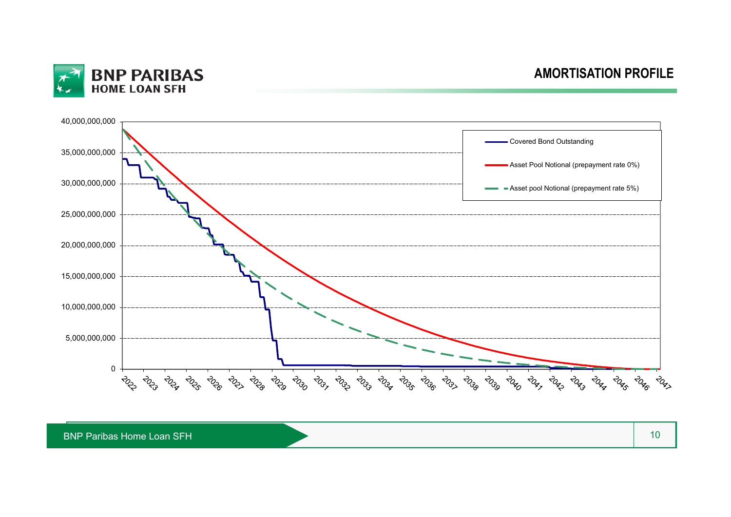# AMORTISATION PROFILE

40,000,000,000
35,000,000,000
30,000,000,000
25,000,000,000
20,000,000,000
15,000,000,000
10,000,000,000
5,000,000,000
0

2022 2023 2024 2025 2026 2027 2028 2029 2030 2031 2032 2033 2034 2035 2036 2037 2038 2039 2040 2041 2042 2043 2044 2045 2046 2047

- Covered Bond Outstanding
- Asset Pool Notional (prepayment rate 0%)
- Asset pool Notional (prepayment rate 5%)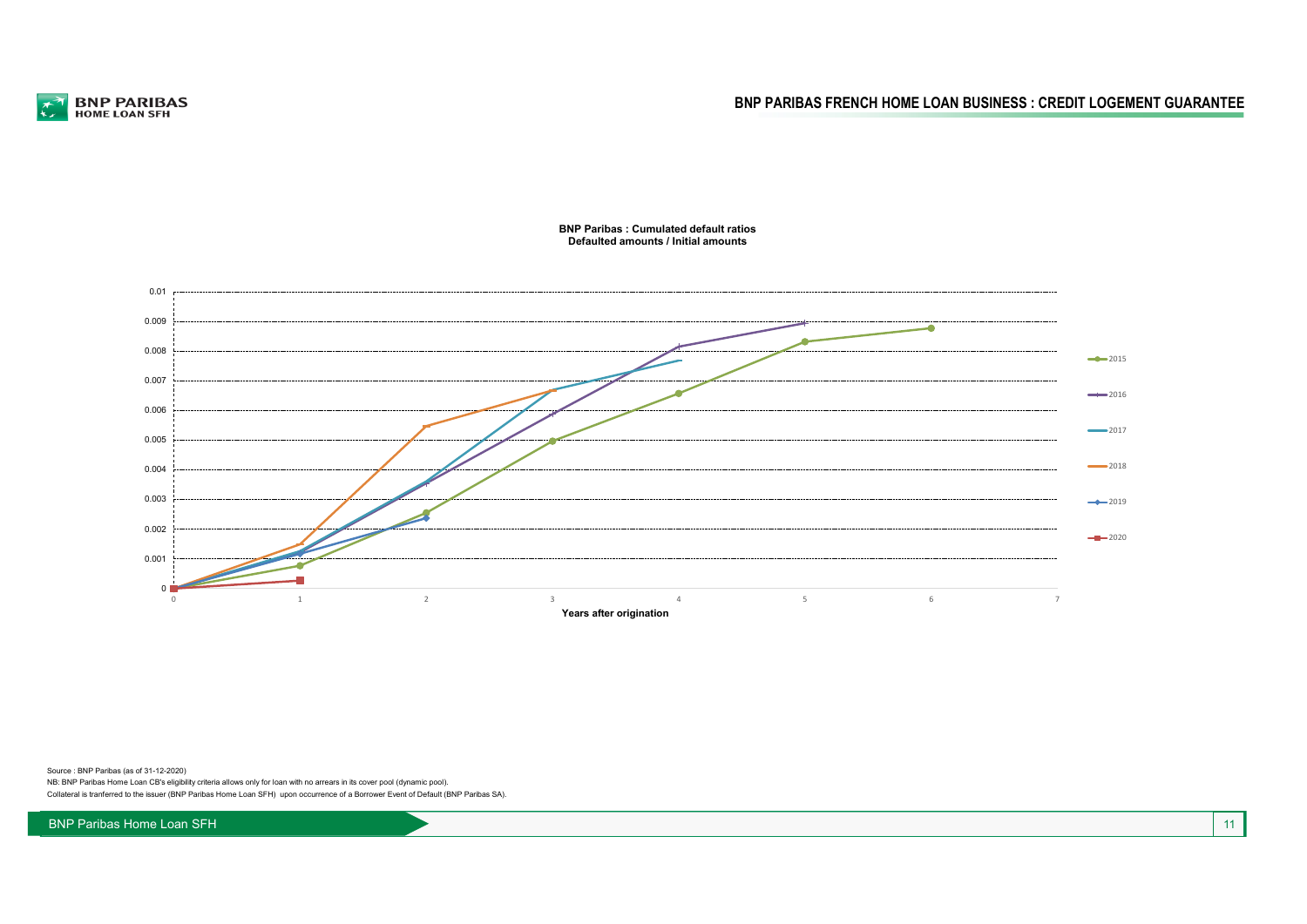## BNP PARIBAS FRENCH HOME LOAN BUSINESS : CREDIT LOGEMENT GUARANTEE

**BNP Paribas : Cumulated default ratios**
**Defaulted amounts / Initial amounts**

0.01
0.009
0.008
0.007
0.006
0.005
0.004
0.003
0.002
0.001
0

0 1 2 3 4 5 6 7

**Years after origination**

2015
2016
2017
2018
2019
2020

Source : BNP Paribas (as of 31-12-2020)

NB: BNP Paribas Home Loan CB's eligibility criteria allows only for loan with no arrears in its cover pool (dynamic pool).

Collateral is tranferred to the issuer (BNP Paribas Home Loan SFH) upon occurrence of a Borrower Event of Default (BNP Paribas SA).